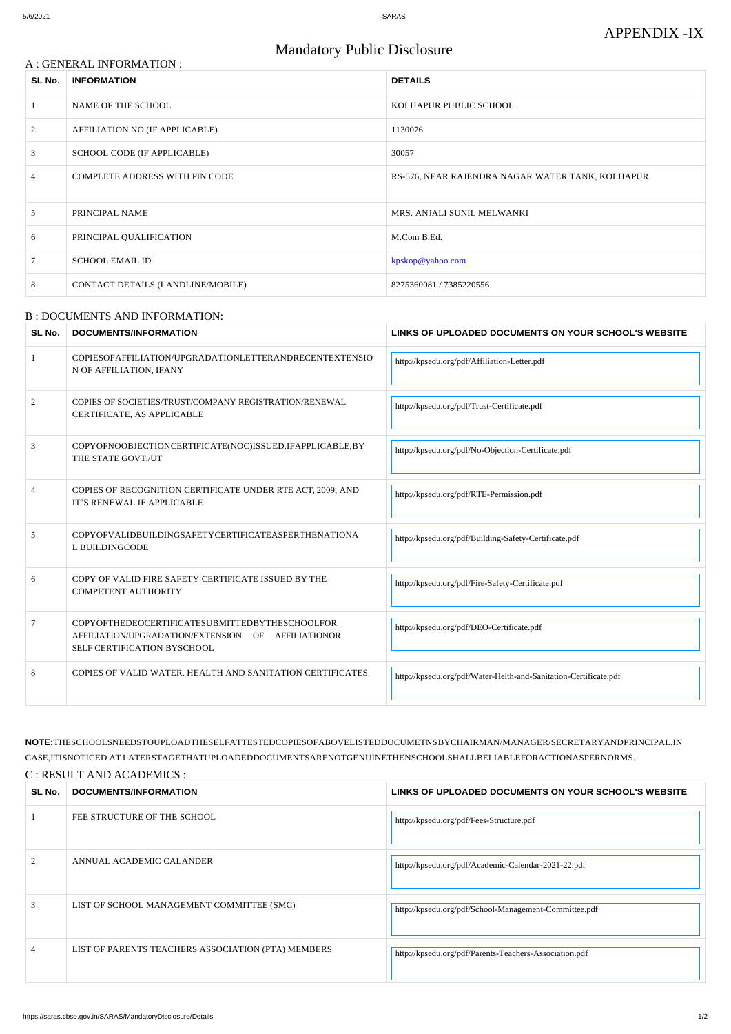APPENDIX -IX

# Mandatory Public Disclosure

## A : GENERAL INFORMATION :

| SL No. | INFORMATION | DETAILS |
|---|---|---|
| 1 | NAME OF THE SCHOOL | KOLHAPUR PUBLIC SCHOOL |
| 2 | AFFILIATION NO.(IF APPLICABLE) | 1130076 |
| 3 | SCHOOL CODE (IF APPLICABLE) | 30057 |
| 4 | COMPLETE ADDRESS WITH PIN CODE | RS-576, NEAR RAJENDRA NAGAR WATER TANK, KOLHAPUR. |
| 5 | PRINCIPAL NAME | MRS. ANJALI SUNIL MELWANKI |
| 6 | PRINCIPAL QUALIFICATION | M.Com B.Ed. |
| 7 | SCHOOL EMAIL ID | kpskop@yahoo.com |
| 8 | CONTACT DETAILS (LANDLINE/MOBILE) | 8275360081 / 7385220556 |

## B : DOCUMENTS AND INFORMATION:

| SL No. | DOCUMENTS/INFORMATION | LINKS OF UPLOADED DOCUMENTS ON YOUR SCHOOL'S WEBSITE |
|---|---|---|
| 1 | COPIESOFAFFILIATION/UPGRADATIONLETTERANDRECENTEXTENSION OF AFFILIATION, IFANY | http://kpsedu.org/pdf/Affiliation-Letter.pdf |
| 2 | COPIES OF SOCIETIES/TRUST/COMPANY REGISTRATION/RENEWAL CERTIFICATE, AS APPLICABLE | http://kpsedu.org/pdf/Trust-Certificate.pdf |
| 3 | COPYOFNOOBJECTIONCERTIFICATE(NOC)ISSUED,IFAPPLICABLE,BY THE STATE GOVT./UT | http://kpsedu.org/pdf/No-Objection-Certificate.pdf |
| 4 | COPIES OF RECOGNITION CERTIFICATE UNDER RTE ACT, 2009, AND IT'S RENEWAL IF APPLICABLE | http://kpsedu.org/pdf/RTE-Permission.pdf |
| 5 | COPYOFVALIDBUILDINGSAFETYCERTIFICATEASPERTHENATIONAL BUILDINGCODE | http://kpsedu.org/pdf/Building-Safety-Certificate.pdf |
| 6 | COPY OF VALID FIRE SAFETY CERTIFICATE ISSUED BY THE COMPETENT AUTHORITY | http://kpsedu.org/pdf/Fire-Safety-Certificate.pdf |
| 7 | COPYOFTHEDEOCERTIFICATESUBMITTEDBYTHESCHOOLFOR AFFILIATION/UPGRADATION/EXTENSION OF AFFILIATIONOR SELF CERTIFICATION BYSCHOOL | http://kpsedu.org/pdf/DEO-Certificate.pdf |
| 8 | COPIES OF VALID WATER, HEALTH AND SANITATION CERTIFICATES | http://kpsedu.org/pdf/Water-Helth-and-Sanitation-Certificate.pdf |

**NOTE:**THESCHOOLSNEEDSTOUPLOADTHESELFATTESTEDCOPIESOFABOVELISTEDDOCUMETNSBYCHAIRMAN/MANAGER/SECRETARYANDPRINCIPAL.IN CASE,ITISNOTICED AT LATERSTAGETHATUPLOADEDDOCUMENTSARENOTGENUINETHENSCHOOLSHALLBELIABLEFORACTIONASPERNORMS.

## C : RESULT AND ACADEMICS :

| SL No. | DOCUMENTS/INFORMATION | LINKS OF UPLOADED DOCUMENTS ON YOUR SCHOOL'S WEBSITE |
|---|---|---|
| 1 | FEE STRUCTURE OF THE SCHOOL | http://kpsedu.org/pdf/Fees-Structure.pdf |
| 2 | ANNUAL ACADEMIC CALANDER | http://kpsedu.org/pdf/Academic-Calendar-2021-22.pdf |
| 3 | LIST OF SCHOOL MANAGEMENT COMMITTEE (SMC) | http://kpsedu.org/pdf/School-Management-Committee.pdf |
| 4 | LIST OF PARENTS TEACHERS ASSOCIATION (PTA) MEMBERS | http://kpsedu.org/pdf/Parents-Teachers-Association.pdf |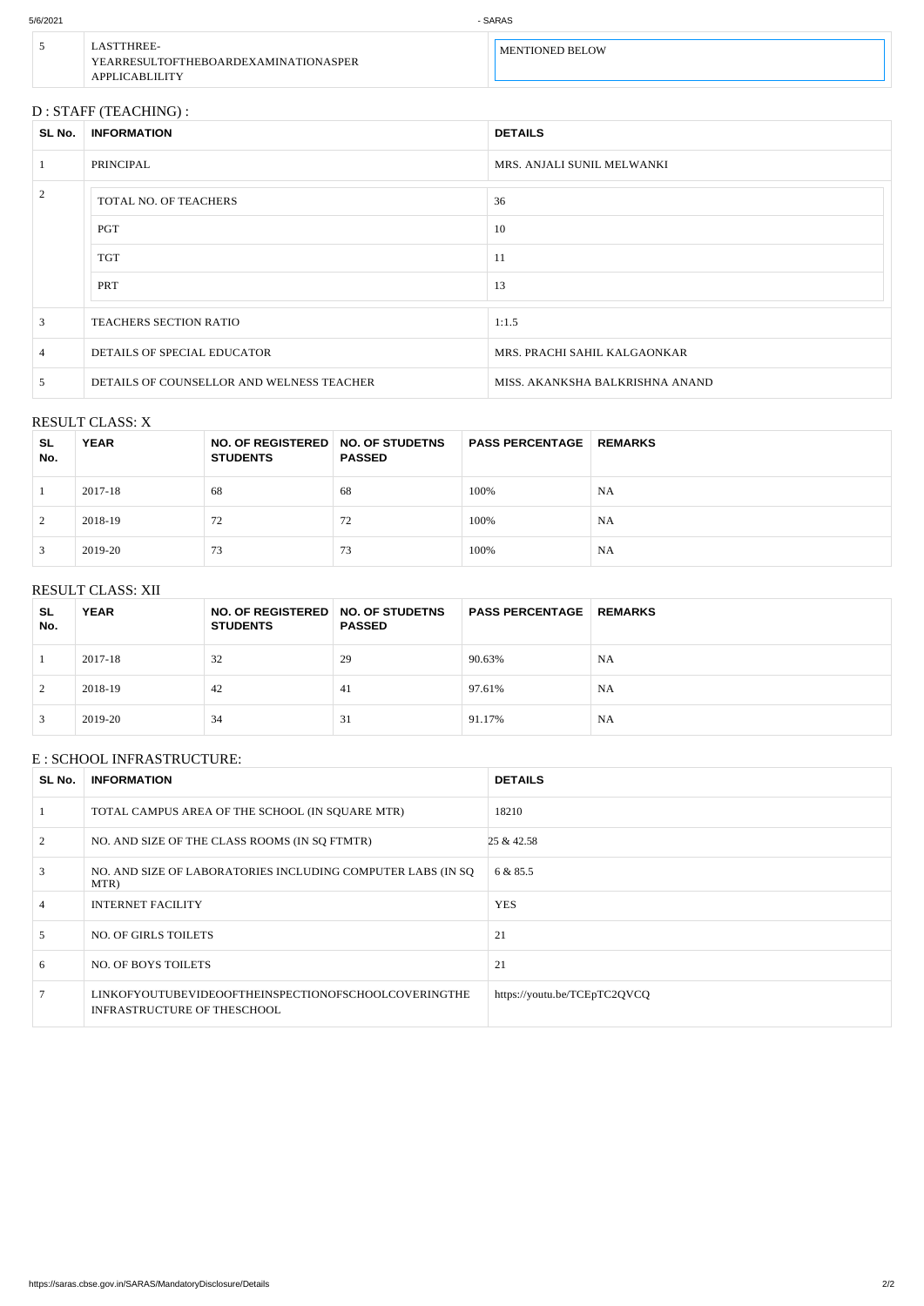| | | |
|---|---|---|
| 5 | LASTTHREE-YEARRESULTOFTHEBOARDEXAMINATIONASPER APPLICABLILITY | MENTIONED BELOW |

## D : STAFF (TEACHING) :

| SL No. | INFORMATION | DETAILS |
|---|---|---|
| 1 | PRINCIPAL | MRS. ANJALI SUNIL MELWANKI |
| 2 | TOTAL NO. OF TEACHERS | 36 |
| | PGT | 10 |
| | TGT | 11 |
| | PRT | 13 |
| 3 | TEACHERS SECTION RATIO | 1:1.5 |
| 4 | DETAILS OF SPECIAL EDUCATOR | MRS. PRACHI SAHIL KALGAONKAR |
| 5 | DETAILS OF COUNSELLOR AND WELNESS TEACHER | MISS. AKANKSHA BALKRISHNA ANAND |

## RESULT CLASS: X

| SL No. | YEAR | NO. OF REGISTERED STUDENTS | NO. OF STUDETNS PASSED | PASS PERCENTAGE | REMARKS |
|---|---|---|---|---|---|
| 1 | 2017-18 | 68 | 68 | 100% | NA |
| 2 | 2018-19 | 72 | 72 | 100% | NA |
| 3 | 2019-20 | 73 | 73 | 100% | NA |

## RESULT CLASS: XII

| SL No. | YEAR | NO. OF REGISTERED STUDENTS | NO. OF STUDETNS PASSED | PASS PERCENTAGE | REMARKS |
|---|---|---|---|---|---|
| 1 | 2017-18 | 32 | 29 | 90.63% | NA |
| 2 | 2018-19 | 42 | 41 | 97.61% | NA |
| 3 | 2019-20 | 34 | 31 | 91.17% | NA |

## E : SCHOOL INFRASTRUCTURE:

| SL No. | INFORMATION | DETAILS |
|---|---|---|
| 1 | TOTAL CAMPUS AREA OF THE SCHOOL (IN SQUARE MTR) | 18210 |
| 2 | NO. AND SIZE OF THE CLASS ROOMS (IN SQ FTMTR) | 25 & 42.58 |
| 3 | NO. AND SIZE OF LABORATORIES INCLUDING COMPUTER LABS (IN SQ MTR) | 6 & 85.5 |
| 4 | INTERNET FACILITY | YES |
| 5 | NO. OF GIRLS TOILETS | 21 |
| 6 | NO. OF BOYS TOILETS | 21 |
| 7 | LINKOFYOUTUBEVIDEOOFTHEINSPECTIONOFSCHOOLCOVERINGTHE INFRASTRUCTURE OF THESCHOOL | https://youtu.be/TCEpTC2QVCQ |